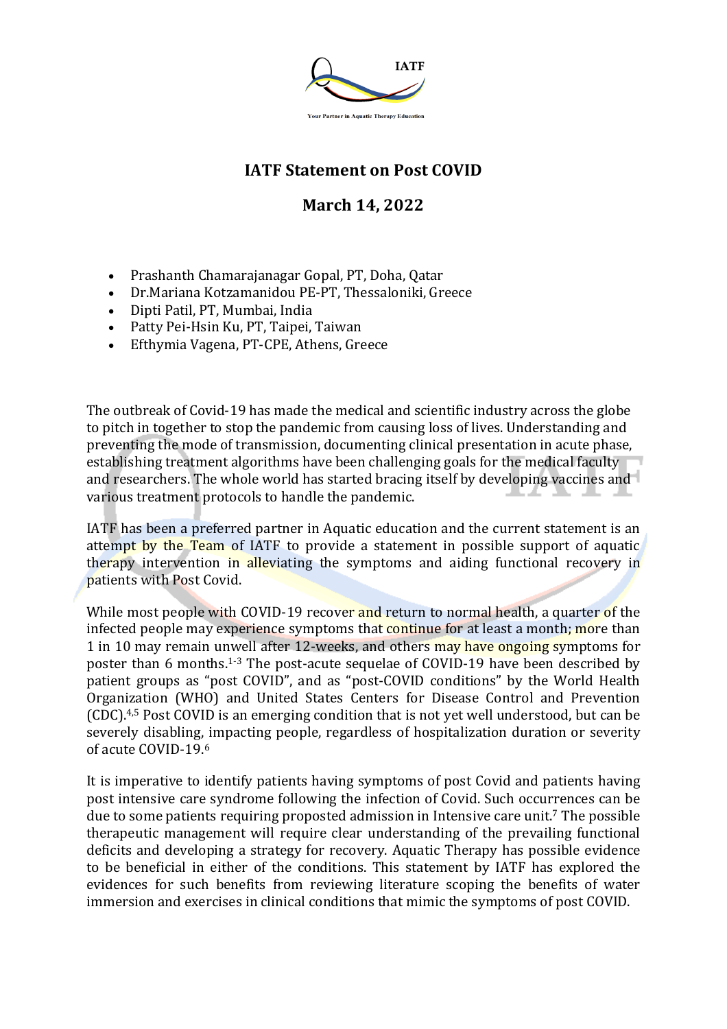# IATF Statement on Post COVID

## March 14, 2022

- Prashanth Chamarajanagar Gopal, PT, Doha, Qatar
- Dr.Mariana Kotzamanidou PE-PT, Thessaloniki, Greece
- Dipti Patil, PT, Mumbai, India
- Patty Pei-Hsin Ku, PT, Taipei, Taiwan
- Efthymia Vagena, PT-CPE, Athens, Greece

The outbreak of Covid-19 has made the medical and scientific industry across the globe to pitch in together to stop the pandemic from causing loss of lives. Understanding and preventing the mode of transmission, documenting clinical presentation in acute phase, establishing treatment algorithms have been challenging goals for the medical faculty and researchers. The whole world has started bracing itself by developing vaccines and various treatment protocols to handle the pandemic.

IATF has been a preferred partner in Aquatic education and the current statement is an attempt by the Team of IATF to provide a statement in possible support of aquatic therapy intervention in alleviating the symptoms and aiding functional recovery in patients with Post Covid.

While most people with COVID-19 recover and return to normal health, a quarter of the infected people may experience symptoms that continue for at least a month; more than 1 in 10 may remain unwell after 12-weeks, and others may have ongoing symptoms for poster than 6 months.[1-3] The post-acute sequelae of COVID-19 have been described by patient groups as "post COVID", and as "post-COVID conditions" by the World Health Organization (WHO) and United States Centers for Disease Control and Prevention (CDC).[4,5] Post COVID is an emerging condition that is not yet well understood, but can be severely disabling, impacting people, regardless of hospitalization duration or severity of acute COVID-19.[6]

It is imperative to identify patients having symptoms of post Covid and patients having post intensive care syndrome following the infection of Covid. Such occurrences can be due to some patients requiring proposted admission in Intensive care unit.[7] The possible therapeutic management will require clear understanding of the prevailing functional deficits and developing a strategy for recovery. Aquatic Therapy has possible evidence to be beneficial in either of the conditions. This statement by IATF has explored the evidences for such benefits from reviewing literature scoping the benefits of water immersion and exercises in clinical conditions that mimic the symptoms of post COVID.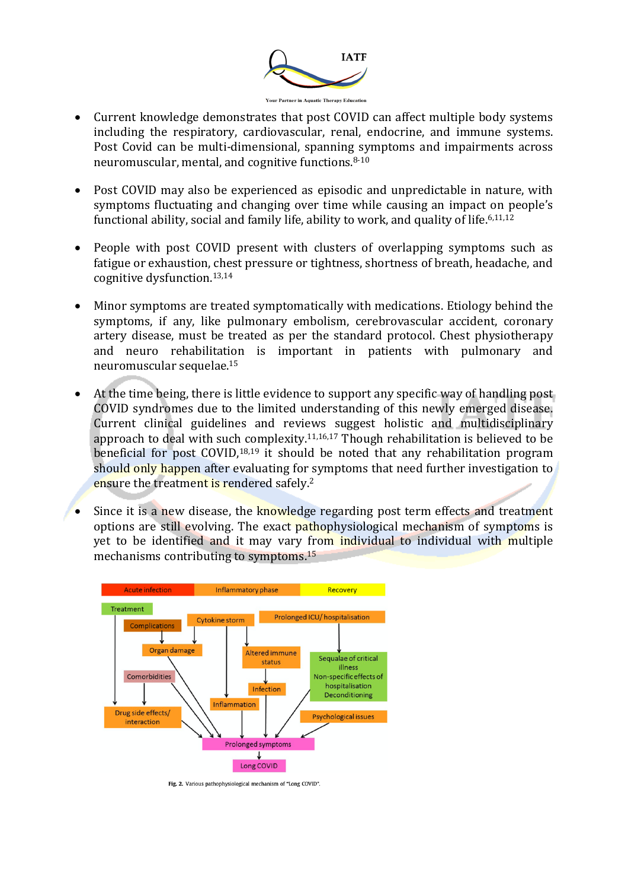- Current knowledge demonstrates that post COVID can affect multiple body systems including the respiratory, cardiovascular, renal, endocrine, and immune systems. Post Covid can be multi-dimensional, spanning symptoms and impairments across neuromuscular, mental, and cognitive functions.[8-10]

- Post COVID may also be experienced as episodic and unpredictable in nature, with symptoms fluctuating and changing over time while causing an impact on people's functional ability, social and family life, ability to work, and quality of life.[6,11,12]

- People with post COVID present with clusters of overlapping symptoms such as fatigue or exhaustion, chest pressure or tightness, shortness of breath, headache, and cognitive dysfunction.[13,14]

- Minor symptoms are treated symptomatically with medications. Etiology behind the symptoms, if any, like pulmonary embolism, cerebrovascular accident, coronary artery disease, must be treated as per the standard protocol. Chest physiotherapy and neuro rehabilitation is important in patients with pulmonary and neuromuscular sequelae.[15]

- At the time being, there is little evidence to support any specific way of handling post COVID syndromes due to the limited understanding of this newly emerged disease. Current clinical guidelines and reviews suggest holistic and multidisciplinary approach to deal with such complexity.[11,16,17] Though rehabilitation is believed to be beneficial for post COVID,[18,19] it should be noted that any rehabilitation program should only happen after evaluating for symptoms that need further investigation to ensure the treatment is rendered safely.[2]

- Since it is a new disease, the knowledge regarding post term effects and treatment options are still evolving. The exact pathophysiological mechanism of symptoms is yet to be identified and it may vary from individual to individual with multiple mechanisms contributing to symptoms.[15]

Fig. 2. Various pathophysiological mechanism of "Long COVID".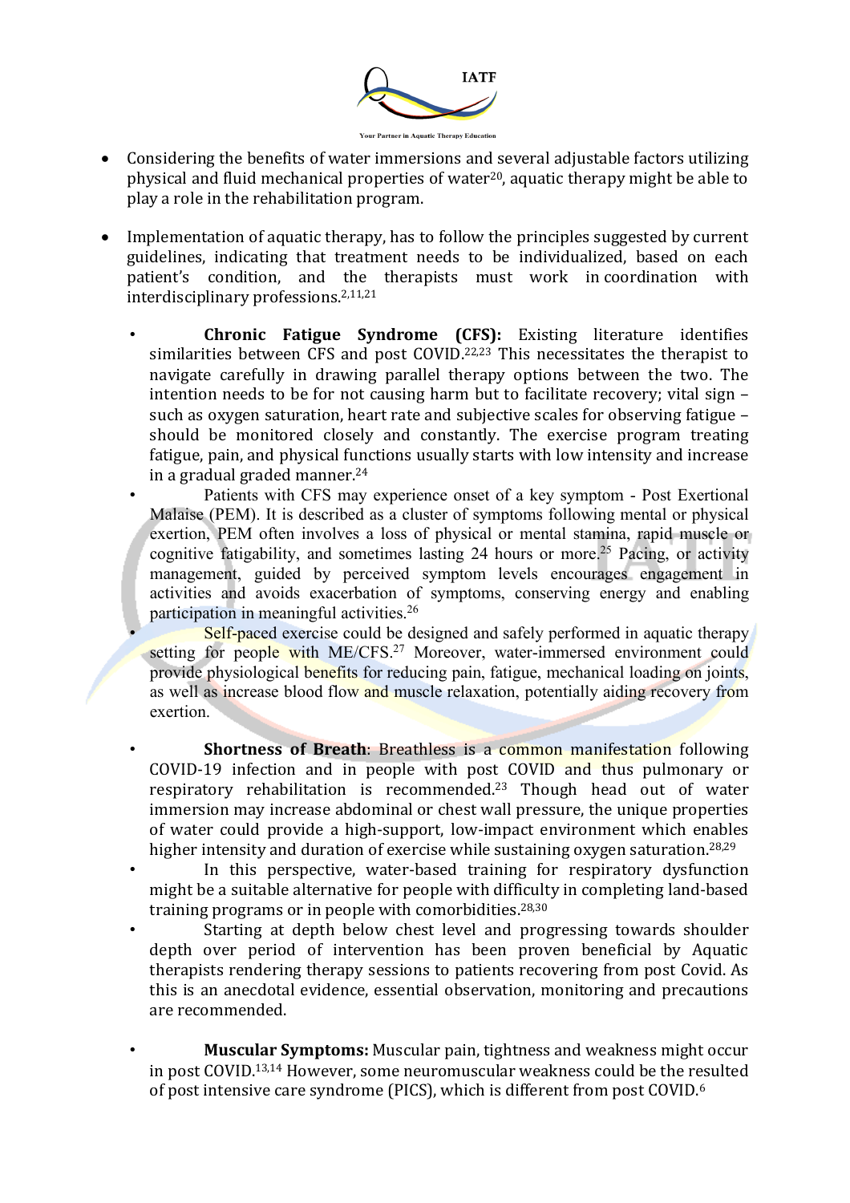- Considering the benefits of water immersions and several adjustable factors utilizing physical and fluid mechanical properties of water[20], aquatic therapy might be able to play a role in the rehabilitation program.

- Implementation of aquatic therapy, has to follow the principles suggested by current guidelines, indicating that treatment needs to be individualized, based on each patient's condition, and the therapists must work in coordination with interdisciplinary professions.[2,11,21]

  - **Chronic Fatigue Syndrome (CFS):** Existing literature identifies similarities between CFS and post COVID.[22,23] This necessitates the therapist to navigate carefully in drawing parallel therapy options between the two. The intention needs to be for not causing harm but to facilitate recovery; vital sign – such as oxygen saturation, heart rate and subjective scales for observing fatigue – should be monitored closely and constantly. The exercise program treating fatigue, pain, and physical functions usually starts with low intensity and increase in a gradual graded manner.[24]
  - Patients with CFS may experience onset of a key symptom - Post Exertional Malaise (PEM). It is described as a cluster of symptoms following mental or physical exertion, PEM often involves a loss of physical or mental stamina, rapid muscle or cognitive fatigability, and sometimes lasting 24 hours or more.[25] Pacing, or activity management, guided by perceived symptom levels encourages engagement in activities and avoids exacerbation of symptoms, conserving energy and enabling participation in meaningful activities.[26]
  - Self-paced exercise could be designed and safely performed in aquatic therapy setting for people with ME/CFS.[27] Moreover, water-immersed environment could provide physiological benefits for reducing pain, fatigue, mechanical loading on joints, as well as increase blood flow and muscle relaxation, potentially aiding recovery from exertion.

  - **Shortness of Breath**: Breathless is a common manifestation following COVID-19 infection and in people with post COVID and thus pulmonary or respiratory rehabilitation is recommended.[23] Though head out of water immersion may increase abdominal or chest wall pressure, the unique properties of water could provide a high-support, low-impact environment which enables higher intensity and duration of exercise while sustaining oxygen saturation.[28,29]
  - In this perspective, water-based training for respiratory dysfunction might be a suitable alternative for people with difficulty in completing land-based training programs or in people with comorbidities.[28,30]
  - Starting at depth below chest level and progressing towards shoulder depth over period of intervention has been proven beneficial by Aquatic therapists rendering therapy sessions to patients recovering from post Covid. As this is an anecdotal evidence, essential observation, monitoring and precautions are recommended.

  - **Muscular Symptoms:** Muscular pain, tightness and weakness might occur in post COVID.[13,14] However, some neuromuscular weakness could be the resulted of post intensive care syndrome (PICS), which is different from post COVID.[6]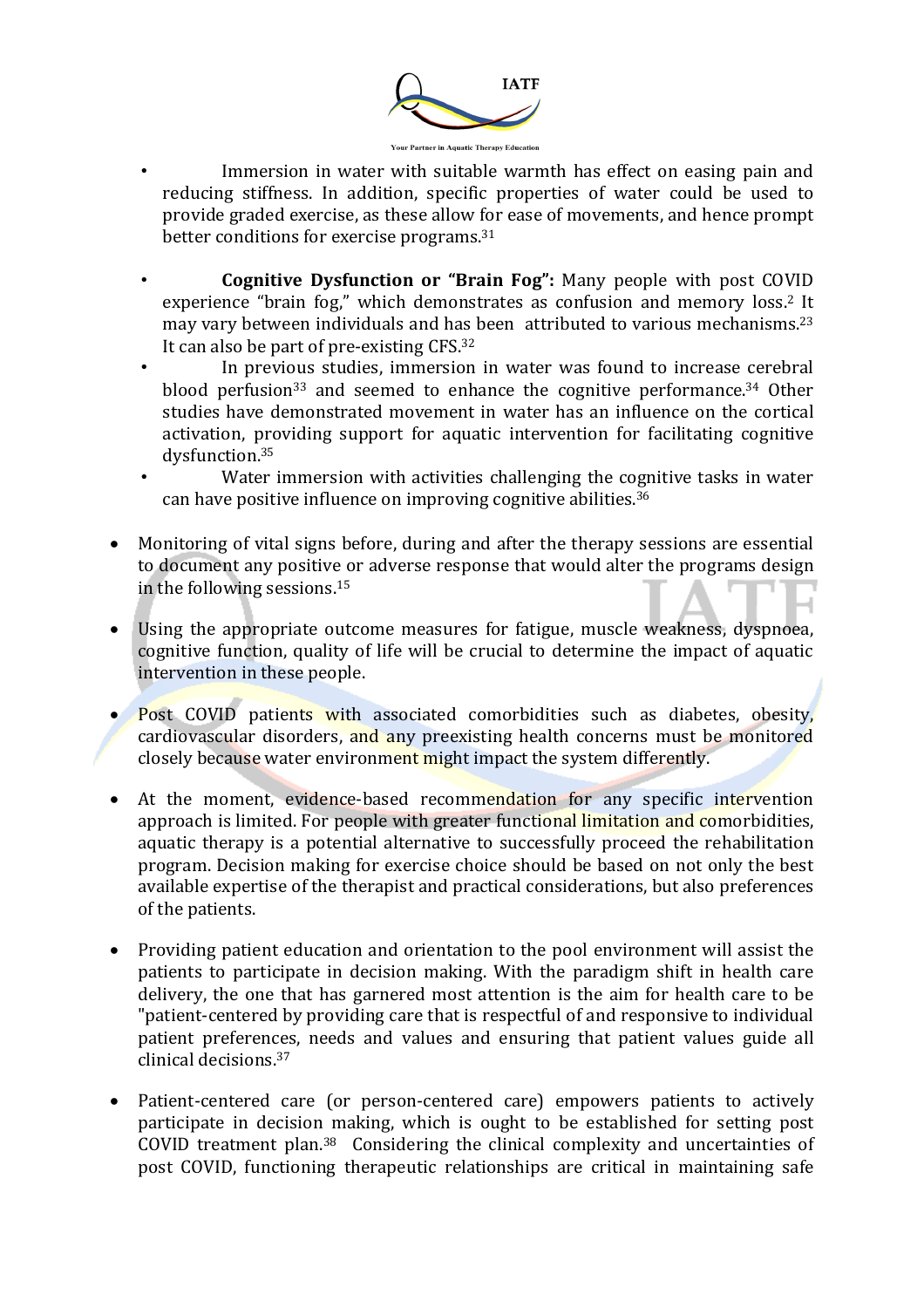- Immersion in water with suitable warmth has effect on easing pain and reducing stiffness. In addition, specific properties of water could be used to provide graded exercise, as these allow for ease of movements, and hence prompt better conditions for exercise programs.[31]

- **Cognitive Dysfunction or "Brain Fog":** Many people with post COVID experience "brain fog," which demonstrates as confusion and memory loss.[2] It may vary between individuals and has been attributed to various mechanisms.[23] It can also be part of pre-existing CFS.[32]
- In previous studies, immersion in water was found to increase cerebral blood perfusion[33] and seemed to enhance the cognitive performance.[34] Other studies have demonstrated movement in water has an influence on the cortical activation, providing support for aquatic intervention for facilitating cognitive dysfunction.[35]
- Water immersion with activities challenging the cognitive tasks in water can have positive influence on improving cognitive abilities.[36]

- Monitoring of vital signs before, during and after the therapy sessions are essential to document any positive or adverse response that would alter the programs design in the following sessions.[15]

- Using the appropriate outcome measures for fatigue, muscle weakness, dyspnoea, cognitive function, quality of life will be crucial to determine the impact of aquatic intervention in these people.

- Post COVID patients with associated comorbidities such as diabetes, obesity, cardiovascular disorders, and any preexisting health concerns must be monitored closely because water environment might impact the system differently.

- At the moment, evidence-based recommendation for any specific intervention approach is limited. For people with greater functional limitation and comorbidities, aquatic therapy is a potential alternative to successfully proceed the rehabilitation program. Decision making for exercise choice should be based on not only the best available expertise of the therapist and practical considerations, but also preferences of the patients.

- Providing patient education and orientation to the pool environment will assist the patients to participate in decision making. With the paradigm shift in health care delivery, the one that has garnered most attention is the aim for health care to be "patient-centered by providing care that is respectful of and responsive to individual patient preferences, needs and values and ensuring that patient values guide all clinical decisions.[37]

- Patient-centered care (or person-centered care) empowers patients to actively participate in decision making, which is ought to be established for setting post COVID treatment plan.[38] Considering the clinical complexity and uncertainties of post COVID, functioning therapeutic relationships are critical in maintaining safe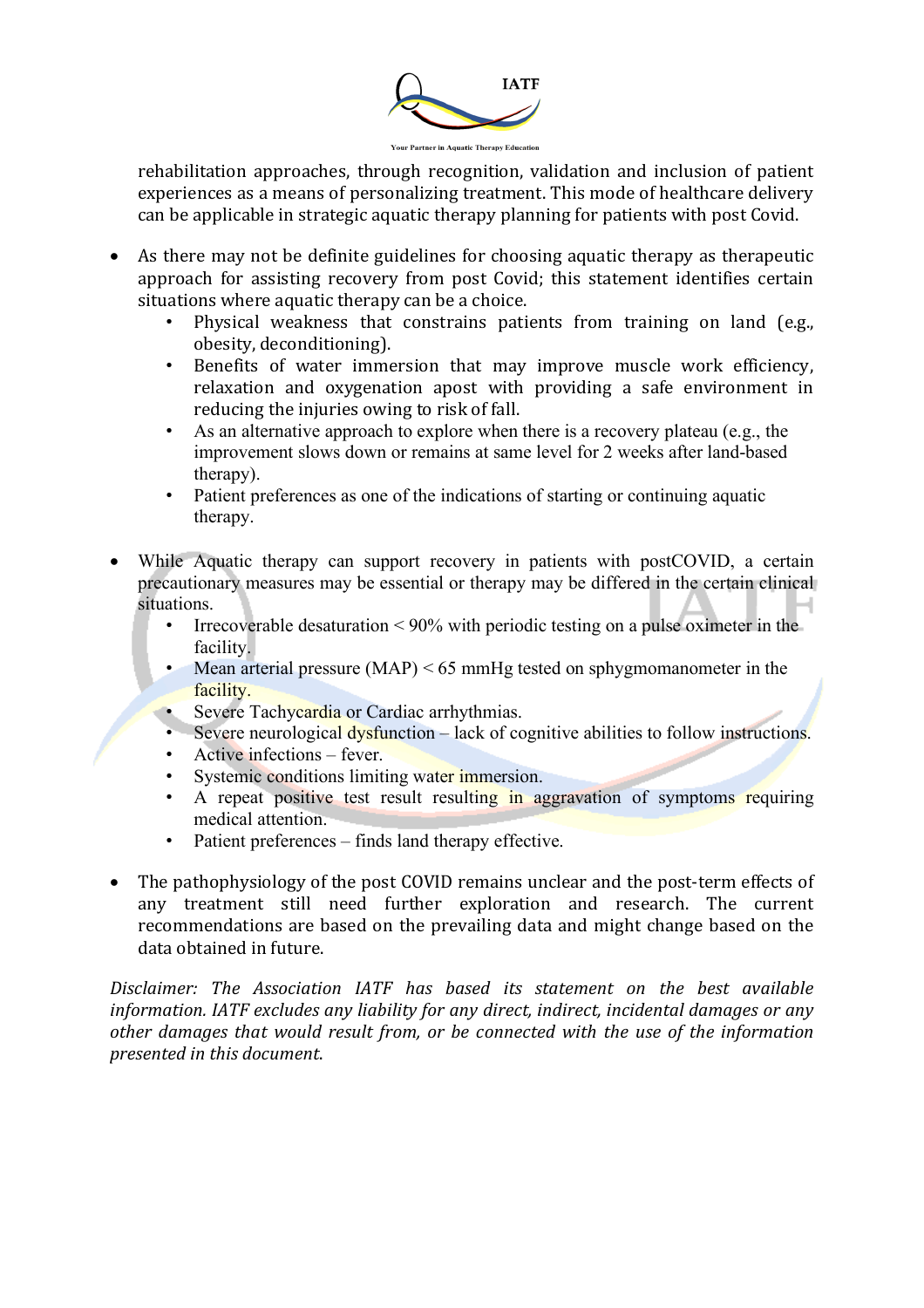rehabilitation approaches, through recognition, validation and inclusion of patient experiences as a means of personalizing treatment. This mode of healthcare delivery can be applicable in strategic aquatic therapy planning for patients with post Covid.

- As there may not be definite guidelines for choosing aquatic therapy as therapeutic approach for assisting recovery from post Covid; this statement identifies certain situations where aquatic therapy can be a choice.
    - Physical weakness that constrains patients from training on land (e.g., obesity, deconditioning).
    - Benefits of water immersion that may improve muscle work efficiency, relaxation and oxygenation apost with providing a safe environment in reducing the injuries owing to risk of fall.
    - As an alternative approach to explore when there is a recovery plateau (e.g., the improvement slows down or remains at same level for 2 weeks after land-based therapy).
    - Patient preferences as one of the indications of starting or continuing aquatic therapy.

- While Aquatic therapy can support recovery in patients with postCOVID, a certain precautionary measures may be essential or therapy may be differed in the certain clinical situations.
    - Irrecoverable desaturation < 90% with periodic testing on a pulse oximeter in the facility.
    - Mean arterial pressure (MAP) < 65 mmHg tested on sphygmomanometer in the facility.
    - Severe Tachycardia or Cardiac arrhythmias.
    - Severe neurological dysfunction – lack of cognitive abilities to follow instructions.
    - Active infections – fever.
    - Systemic conditions limiting water immersion.
    - A repeat positive test result resulting in aggravation of symptoms requiring medical attention.
    - Patient preferences – finds land therapy effective.

- The pathophysiology of the post COVID remains unclear and the post-term effects of any treatment still need further exploration and research. The current recommendations are based on the prevailing data and might change based on the data obtained in future.

*Disclaimer: The Association IATF has based its statement on the best available information. IATF excludes any liability for any direct, indirect, incidental damages or any other damages that would result from, or be connected with the use of the information presented in this document.*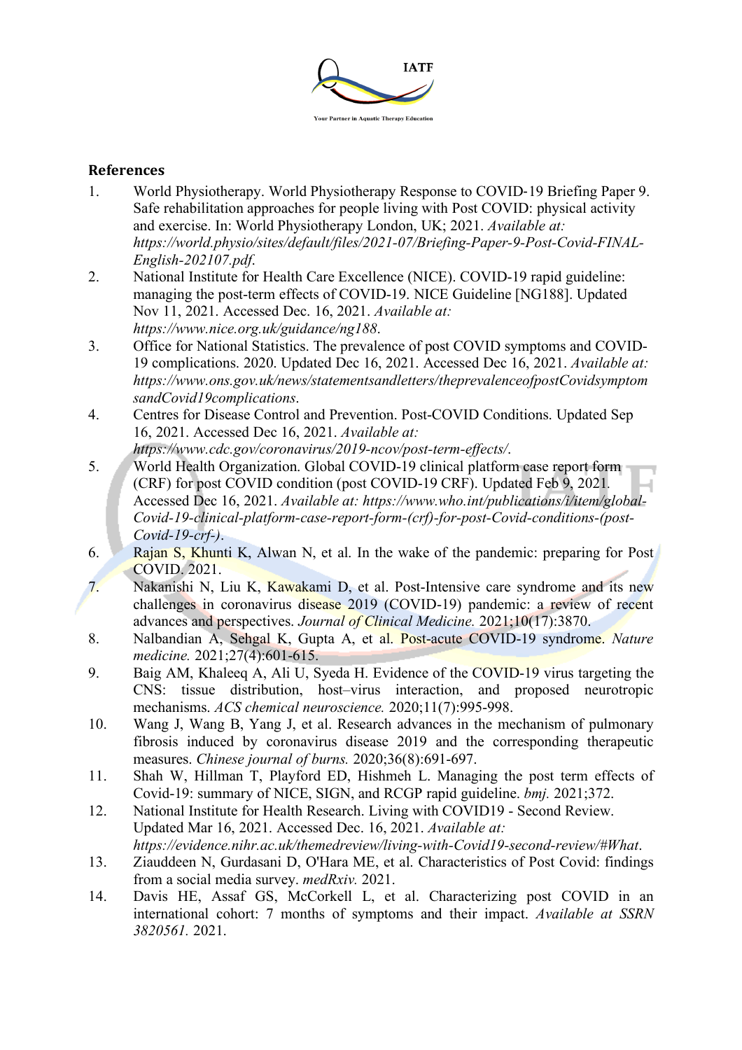## References

1. World Physiotherapy. World Physiotherapy Response to COVID-19 Briefing Paper 9. Safe rehabilitation approaches for people living with Post COVID: physical activity and exercise. In: World Physiotherapy London, UK; 2021. *Available at: https://world.physio/sites/default/files/2021-07/Briefing-Paper-9-Post-Covid-FINAL-English-202107.pdf*.
2. National Institute for Health Care Excellence (NICE). COVID-19 rapid guideline: managing the post-term effects of COVID-19. NICE Guideline [NG188]. Updated Nov 11, 2021. Accessed Dec. 16, 2021. *Available at: https://www.nice.org.uk/guidance/ng188*.
3. Office for National Statistics. The prevalence of post COVID symptoms and COVID-19 complications. 2020. Updated Dec 16, 2021. Accessed Dec 16, 2021. *Available at: https://www.ons.gov.uk/news/statementsandletters/theprevalenceofpostCovidsymptomsandCovid19complications*.
4. Centres for Disease Control and Prevention. Post-COVID Conditions. Updated Sep 16, 2021. Accessed Dec 16, 2021. *Available at: https://www.cdc.gov/coronavirus/2019-ncov/post-term-effects/*.
5. World Health Organization. Global COVID-19 clinical platform case report form (CRF) for post COVID condition (post COVID-19 CRF). Updated Feb 9, 2021. Accessed Dec 16, 2021. *Available at: https://www.who.int/publications/i/item/global-Covid-19-clinical-platform-case-report-form-(crf)-for-post-Covid-conditions-(post-Covid-19-crf-)*.
6. Rajan S, Khunti K, Alwan N, et al. In the wake of the pandemic: preparing for Post COVID. 2021.
7. Nakanishi N, Liu K, Kawakami D, et al. Post-Intensive care syndrome and its new challenges in coronavirus disease 2019 (COVID-19) pandemic: a review of recent advances and perspectives. *Journal of Clinical Medicine.* 2021;10(17):3870.
8. Nalbandian A, Sehgal K, Gupta A, et al. Post-acute COVID-19 syndrome. *Nature medicine.* 2021;27(4):601-615.
9. Baig AM, Khaleeq A, Ali U, Syeda H. Evidence of the COVID-19 virus targeting the CNS: tissue distribution, host–virus interaction, and proposed neurotropic mechanisms. *ACS chemical neuroscience.* 2020;11(7):995-998.
10. Wang J, Wang B, Yang J, et al. Research advances in the mechanism of pulmonary fibrosis induced by coronavirus disease 2019 and the corresponding therapeutic measures. *Chinese journal of burns.* 2020;36(8):691-697.
11. Shah W, Hillman T, Playford ED, Hishmeh L. Managing the post term effects of Covid-19: summary of NICE, SIGN, and RCGP rapid guideline. *bmj.* 2021;372.
12. National Institute for Health Research. Living with COVID19 - Second Review. Updated Mar 16, 2021. Accessed Dec. 16, 2021. *Available at: https://evidence.nihr.ac.uk/themedreview/living-with-Covid19-second-review/#What*.
13. Ziauddeen N, Gurdasani D, O'Hara ME, et al. Characteristics of Post Covid: findings from a social media survey. *medRxiv.* 2021.
14. Davis HE, Assaf GS, McCorkell L, et al. Characterizing post COVID in an international cohort: 7 months of symptoms and their impact. *Available at SSRN 3820561.* 2021.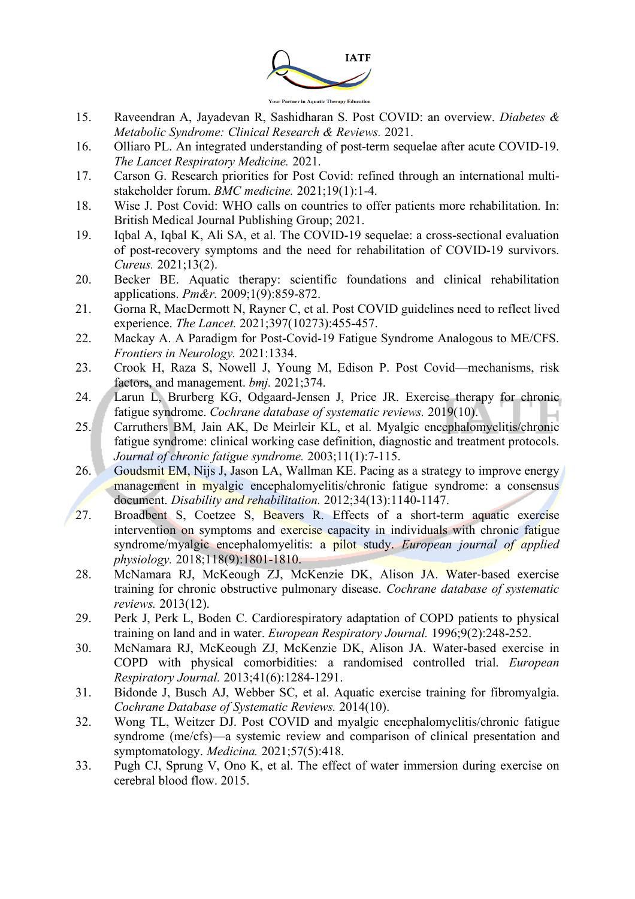15. Raveendran A, Jayadevan R, Sashidharan S. Post COVID: an overview. *Diabetes & Metabolic Syndrome: Clinical Research & Reviews.* 2021.
16. Olliaro PL. An integrated understanding of post-term sequelae after acute COVID-19. *The Lancet Respiratory Medicine.* 2021.
17. Carson G. Research priorities for Post Covid: refined through an international multi-stakeholder forum. *BMC medicine.* 2021;19(1):1-4.
18. Wise J. Post Covid: WHO calls on countries to offer patients more rehabilitation. In: British Medical Journal Publishing Group; 2021.
19. Iqbal A, Iqbal K, Ali SA, et al. The COVID-19 sequelae: a cross-sectional evaluation of post-recovery symptoms and the need for rehabilitation of COVID-19 survivors. *Cureus.* 2021;13(2).
20. Becker BE. Aquatic therapy: scientific foundations and clinical rehabilitation applications. *Pm&r.* 2009;1(9):859-872.
21. Gorna R, MacDermott N, Rayner C, et al. Post COVID guidelines need to reflect lived experience. *The Lancet.* 2021;397(10273):455-457.
22. Mackay A. A Paradigm for Post-Covid-19 Fatigue Syndrome Analogous to ME/CFS. *Frontiers in Neurology.* 2021:1334.
23. Crook H, Raza S, Nowell J, Young M, Edison P. Post Covid—mechanisms, risk factors, and management. *bmj.* 2021;374.
24. Larun L, Brurberg KG, Odgaard-Jensen J, Price JR. Exercise therapy for chronic fatigue syndrome. *Cochrane database of systematic reviews.* 2019(10).
25. Carruthers BM, Jain AK, De Meirleir KL, et al. Myalgic encephalomyelitis/chronic fatigue syndrome: clinical working case definition, diagnostic and treatment protocols. *Journal of chronic fatigue syndrome.* 2003;11(1):7-115.
26. Goudsmit EM, Nijs J, Jason LA, Wallman KE. Pacing as a strategy to improve energy management in myalgic encephalomyelitis/chronic fatigue syndrome: a consensus document. *Disability and rehabilitation.* 2012;34(13):1140-1147.
27. Broadbent S, Coetzee S, Beavers R. Effects of a short-term aquatic exercise intervention on symptoms and exercise capacity in individuals with chronic fatigue syndrome/myalgic encephalomyelitis: a pilot study. *European journal of applied physiology.* 2018;118(9):1801-1810.
28. McNamara RJ, McKeough ZJ, McKenzie DK, Alison JA. Water-based exercise training for chronic obstructive pulmonary disease. *Cochrane database of systematic reviews.* 2013(12).
29. Perk J, Perk L, Boden C. Cardiorespiratory adaptation of COPD patients to physical training on land and in water. *European Respiratory Journal.* 1996;9(2):248-252.
30. McNamara RJ, McKeough ZJ, McKenzie DK, Alison JA. Water-based exercise in COPD with physical comorbidities: a randomised controlled trial. *European Respiratory Journal.* 2013;41(6):1284-1291.
31. Bidonde J, Busch AJ, Webber SC, et al. Aquatic exercise training for fibromyalgia. *Cochrane Database of Systematic Reviews.* 2014(10).
32. Wong TL, Weitzer DJ. Post COVID and myalgic encephalomyelitis/chronic fatigue syndrome (me/cfs)—a systemic review and comparison of clinical presentation and symptomatology. *Medicina.* 2021;57(5):418.
33. Pugh CJ, Sprung V, Ono K, et al. The effect of water immersion during exercise on cerebral blood flow. 2015.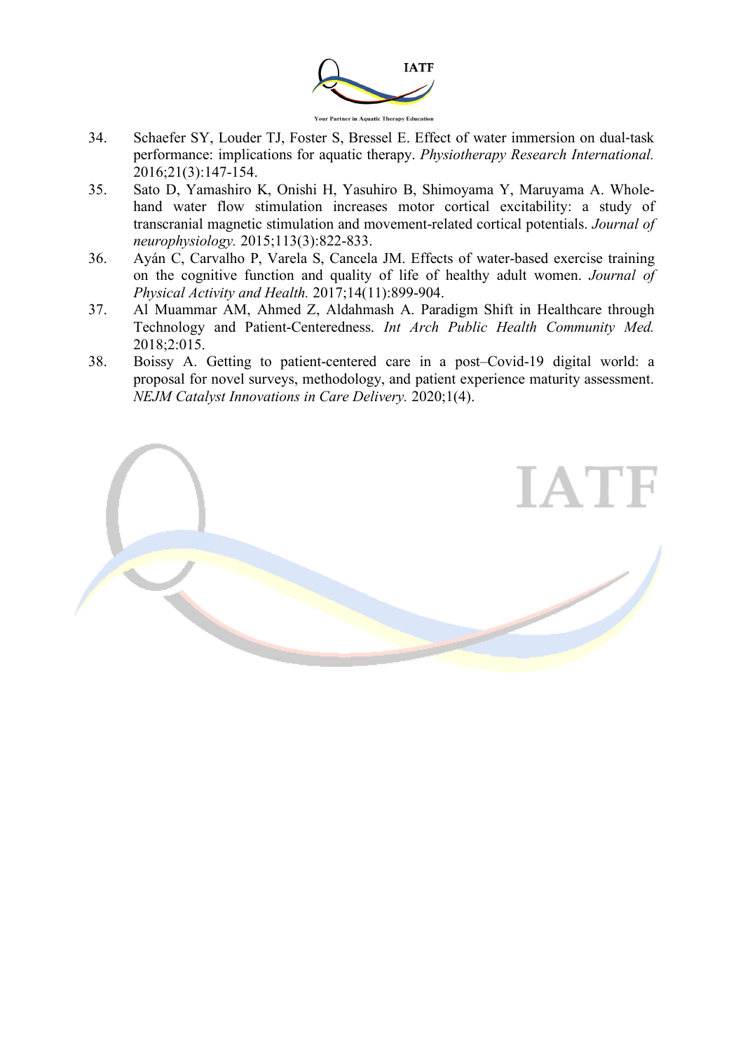34. Schaefer SY, Louder TJ, Foster S, Bressel E. Effect of water immersion on dual-task performance: implications for aquatic therapy. *Physiotherapy Research International.* 2016;21(3):147-154.
35. Sato D, Yamashiro K, Onishi H, Yasuhiro B, Shimoyama Y, Maruyama A. Whole-hand water flow stimulation increases motor cortical excitability: a study of transcranial magnetic stimulation and movement-related cortical potentials. *Journal of neurophysiology.* 2015;113(3):822-833.
36. Ayán C, Carvalho P, Varela S, Cancela JM. Effects of water-based exercise training on the cognitive function and quality of life of healthy adult women. *Journal of Physical Activity and Health.* 2017;14(11):899-904.
37. Al Muammar AM, Ahmed Z, Aldahmash A. Paradigm Shift in Healthcare through Technology and Patient-Centeredness. *Int Arch Public Health Community Med.* 2018;2:015.
38. Boissy A. Getting to patient-centered care in a post–Covid-19 digital world: a proposal for novel surveys, methodology, and patient experience maturity assessment. *NEJM Catalyst Innovations in Care Delivery.* 2020;1(4).